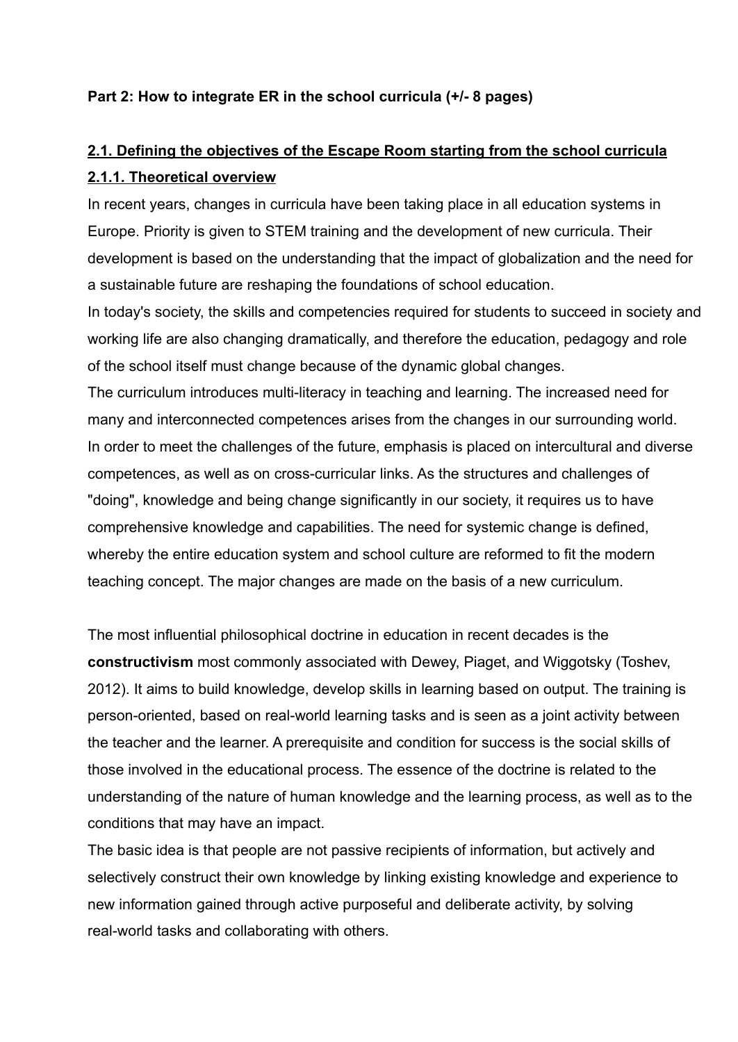**Part 2: How to integrate ER in the school curricula (+/- 8 pages)**

## 2.1. Defining the objectives of the Escape Room starting from the school curricula

### 2.1.1. Theoretical overview

In recent years, changes in curricula have been taking place in all education systems in Europe. Priority is given to STEM training and the development of new curricula. Their development is based on the understanding that the impact of globalization and the need for a sustainable future are reshaping the foundations of school education.

In today's society, the skills and competencies required for students to succeed in society and working life are also changing dramatically, and therefore the education, pedagogy and role of the school itself must change because of the dynamic global changes.

The curriculum introduces multi-literacy in teaching and learning. The increased need for many and interconnected competences arises from the changes in our surrounding world. In order to meet the challenges of the future, emphasis is placed on intercultural and diverse competences, as well as on cross-curricular links. As the structures and challenges of "doing", knowledge and being change significantly in our society, it requires us to have comprehensive knowledge and capabilities. The need for systemic change is defined, whereby the entire education system and school culture are reformed to fit the modern teaching concept. The major changes are made on the basis of a new curriculum.

The most influential philosophical doctrine in education in recent decades is the **constructivism** most commonly associated with Dewey, Piaget, and Wiggotsky (Toshev, 2012). It aims to build knowledge, develop skills in learning based on output. The training is person-oriented, based on real-world learning tasks and is seen as a joint activity between the teacher and the learner. A prerequisite and condition for success is the social skills of those involved in the educational process. The essence of the doctrine is related to the understanding of the nature of human knowledge and the learning process, as well as to the conditions that may have an impact.

The basic idea is that people are not passive recipients of information, but actively and selectively construct their own knowledge by linking existing knowledge and experience to new information gained through active purposeful and deliberate activity, by solving real-world tasks and collaborating with others.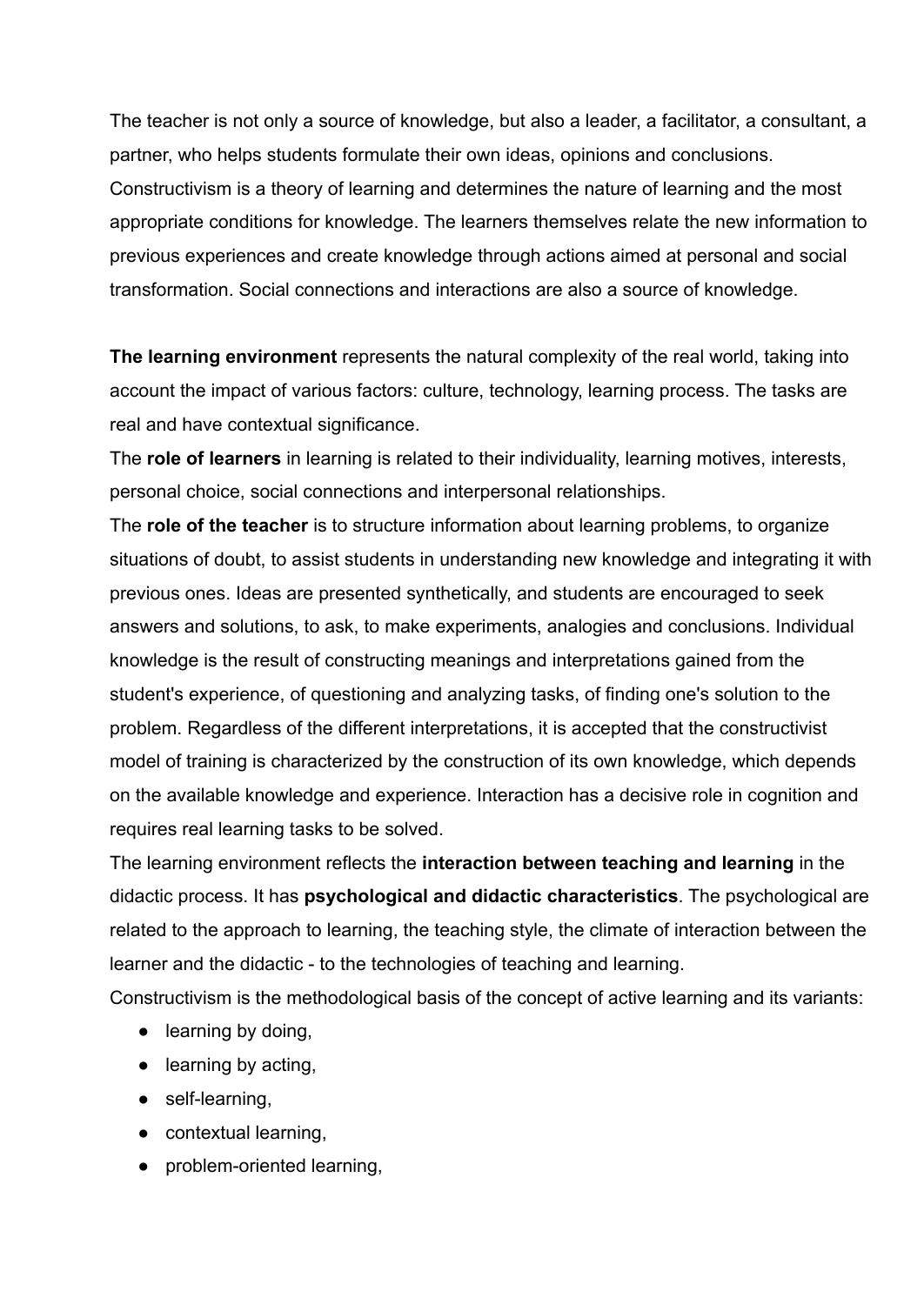The teacher is not only a source of knowledge, but also a leader, a facilitator, a consultant, a partner, who helps students formulate their own ideas, opinions and conclusions. Constructivism is a theory of learning and determines the nature of learning and the most appropriate conditions for knowledge. The learners themselves relate the new information to previous experiences and create knowledge through actions aimed at personal and social transformation. Social connections and interactions are also a source of knowledge.

**The learning environment** represents the natural complexity of the real world, taking into account the impact of various factors: culture, technology, learning process. The tasks are real and have contextual significance.

The **role of learners** in learning is related to their individuality, learning motives, interests, personal choice, social connections and interpersonal relationships.

The **role of the teacher** is to structure information about learning problems, to organize situations of doubt, to assist students in understanding new knowledge and integrating it with previous ones. Ideas are presented synthetically, and students are encouraged to seek answers and solutions, to ask, to make experiments, analogies and conclusions. Individual knowledge is the result of constructing meanings and interpretations gained from the student's experience, of questioning and analyzing tasks, of finding one's solution to the problem. Regardless of the different interpretations, it is accepted that the constructivist model of training is characterized by the construction of its own knowledge, which depends on the available knowledge and experience. Interaction has a decisive role in cognition and requires real learning tasks to be solved.

The learning environment reflects the **interaction between teaching and learning** in the didactic process. It has **psychological and didactic characteristics**. The psychological are related to the approach to learning, the teaching style, the climate of interaction between the learner and the didactic - to the technologies of teaching and learning.

Constructivism is the methodological basis of the concept of active learning and its variants:

- learning by doing,
- learning by acting,
- self-learning,
- contextual learning,
- problem-oriented learning,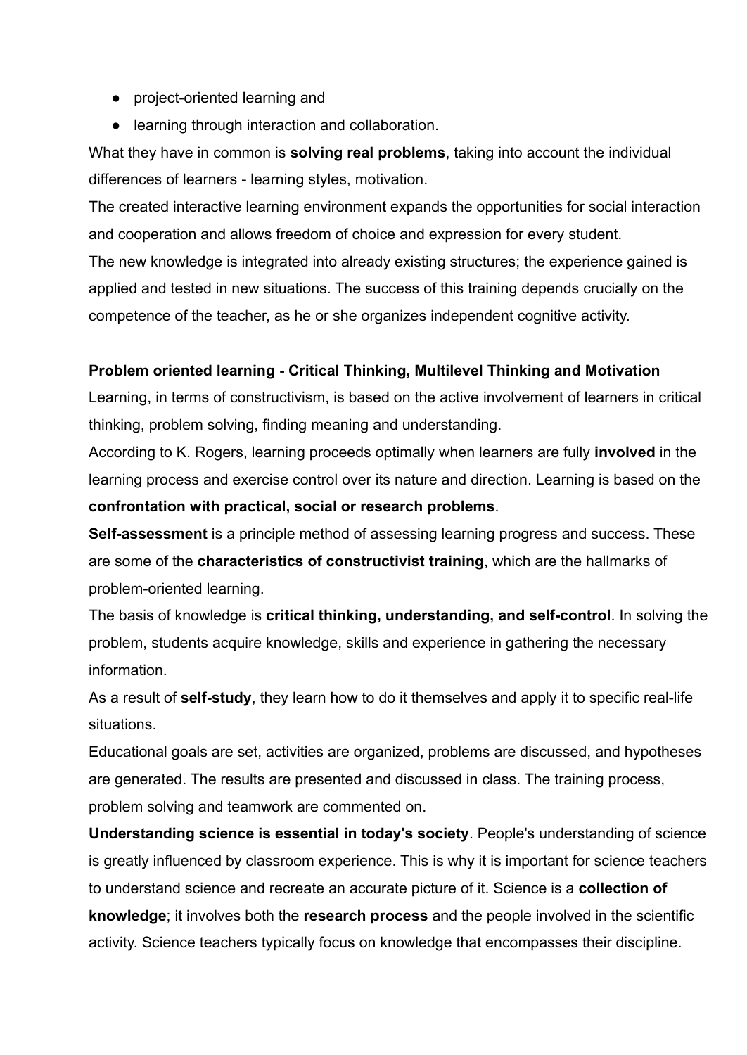- project-oriented learning and
- learning through interaction and collaboration.

What they have in common is **solving real problems**, taking into account the individual differences of learners - learning styles, motivation.

The created interactive learning environment expands the opportunities for social interaction and cooperation and allows freedom of choice and expression for every student.

The new knowledge is integrated into already existing structures; the experience gained is applied and tested in new situations. The success of this training depends crucially on the competence of the teacher, as he or she organizes independent cognitive activity.

**Problem oriented learning - Critical Thinking, Multilevel Thinking and Motivation**

Learning, in terms of constructivism, is based on the active involvement of learners in critical thinking, problem solving, finding meaning and understanding.

According to K. Rogers, learning proceeds optimally when learners are fully **involved** in the learning process and exercise control over its nature and direction. Learning is based on the **confrontation with practical, social or research problems**.

**Self-assessment** is a principle method of assessing learning progress and success. These are some of the **characteristics of constructivist training**, which are the hallmarks of problem-oriented learning.

The basis of knowledge is **critical thinking, understanding, and self-control**. In solving the problem, students acquire knowledge, skills and experience in gathering the necessary information.

As a result of **self-study**, they learn how to do it themselves and apply it to specific real-life situations.

Educational goals are set, activities are organized, problems are discussed, and hypotheses are generated. The results are presented and discussed in class. The training process, problem solving and teamwork are commented on.

**Understanding science is essential in today's society**. People's understanding of science is greatly influenced by classroom experience. This is why it is important for science teachers to understand science and recreate an accurate picture of it. Science is a **collection of knowledge**; it involves both the **research process** and the people involved in the scientific activity. Science teachers typically focus on knowledge that encompasses their discipline.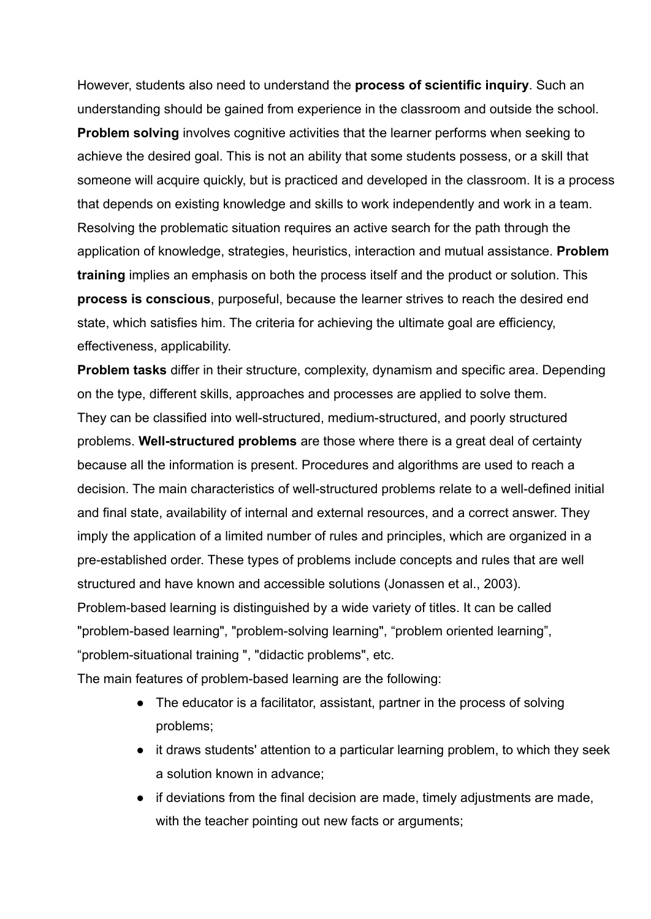However, students also need to understand the **process of scientific inquiry**. Such an understanding should be gained from experience in the classroom and outside the school. **Problem solving** involves cognitive activities that the learner performs when seeking to achieve the desired goal. This is not an ability that some students possess, or a skill that someone will acquire quickly, but is practiced and developed in the classroom. It is a process that depends on existing knowledge and skills to work independently and work in a team. Resolving the problematic situation requires an active search for the path through the application of knowledge, strategies, heuristics, interaction and mutual assistance. **Problem training** implies an emphasis on both the process itself and the product or solution. This **process is conscious**, purposeful, because the learner strives to reach the desired end state, which satisfies him. The criteria for achieving the ultimate goal are efficiency, effectiveness, applicability.

**Problem tasks** differ in their structure, complexity, dynamism and specific area. Depending on the type, different skills, approaches and processes are applied to solve them. They can be classified into well-structured, medium-structured, and poorly structured problems. **Well-structured problems** are those where there is a great deal of certainty because all the information is present. Procedures and algorithms are used to reach a decision. The main characteristics of well-structured problems relate to a well-defined initial and final state, availability of internal and external resources, and a correct answer. They imply the application of a limited number of rules and principles, which are organized in a pre-established order. These types of problems include concepts and rules that are well structured and have known and accessible solutions (Jonassen et al., 2003).

Problem-based learning is distinguished by a wide variety of titles. It can be called "problem-based learning", "problem-solving learning", “problem oriented learning”, “problem-situational training ", "didactic problems", etc.

The main features of problem-based learning are the following:

- The educator is a facilitator, assistant, partner in the process of solving problems;
- it draws students' attention to a particular learning problem, to which they seek a solution known in advance;
- if deviations from the final decision are made, timely adjustments are made, with the teacher pointing out new facts or arguments;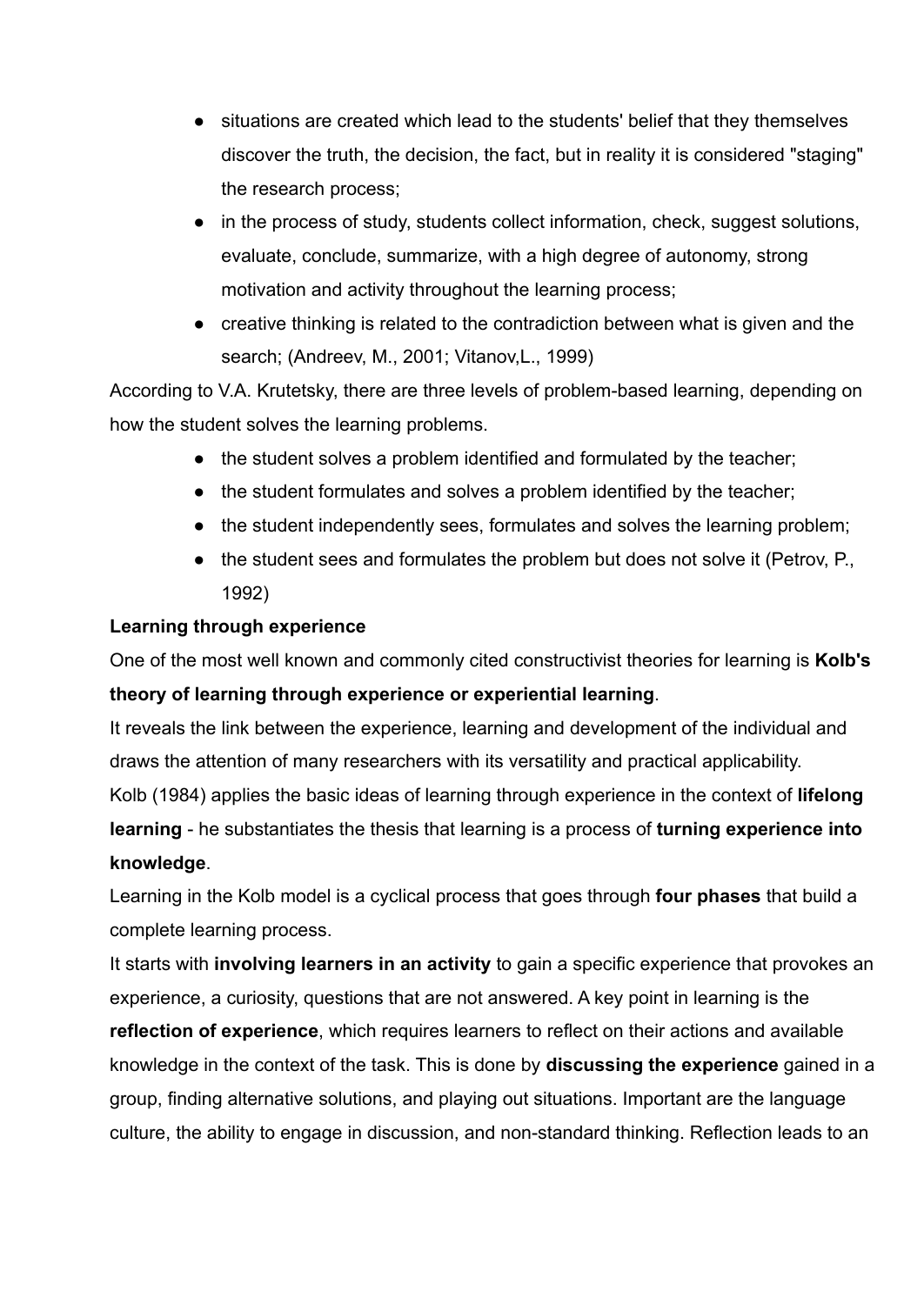- situations are created which lead to the students' belief that they themselves discover the truth, the decision, the fact, but in reality it is considered "staging" the research process;
- in the process of study, students collect information, check, suggest solutions, evaluate, conclude, summarize, with a high degree of autonomy, strong motivation and activity throughout the learning process;
- creative thinking is related to the contradiction between what is given and the search; (Andreev, M., 2001; Vitanov,L., 1999)

According to V.A. Krutetsky, there are three levels of problem-based learning, depending on how the student solves the learning problems.

- the student solves a problem identified and formulated by the teacher;
- the student formulates and solves a problem identified by the teacher;
- the student independently sees, formulates and solves the learning problem;
- the student sees and formulates the problem but does not solve it (Petrov, P., 1992)

**Learning through experience**

One of the most well known and commonly cited constructivist theories for learning is **Kolb's theory of learning through experience or experiential learning**.

It reveals the link between the experience, learning and development of the individual and draws the attention of many researchers with its versatility and practical applicability.

Kolb (1984) applies the basic ideas of learning through experience in the context of **lifelong learning** - he substantiates the thesis that learning is a process of **turning experience into knowledge**.

Learning in the Kolb model is a cyclical process that goes through **four phases** that build a complete learning process.

It starts with **involving learners in an activity** to gain a specific experience that provokes an experience, a curiosity, questions that are not answered. A key point in learning is the **reflection of experience**, which requires learners to reflect on their actions and available knowledge in the context of the task. This is done by **discussing the experience** gained in a group, finding alternative solutions, and playing out situations. Important are the language culture, the ability to engage in discussion, and non-standard thinking. Reflection leads to an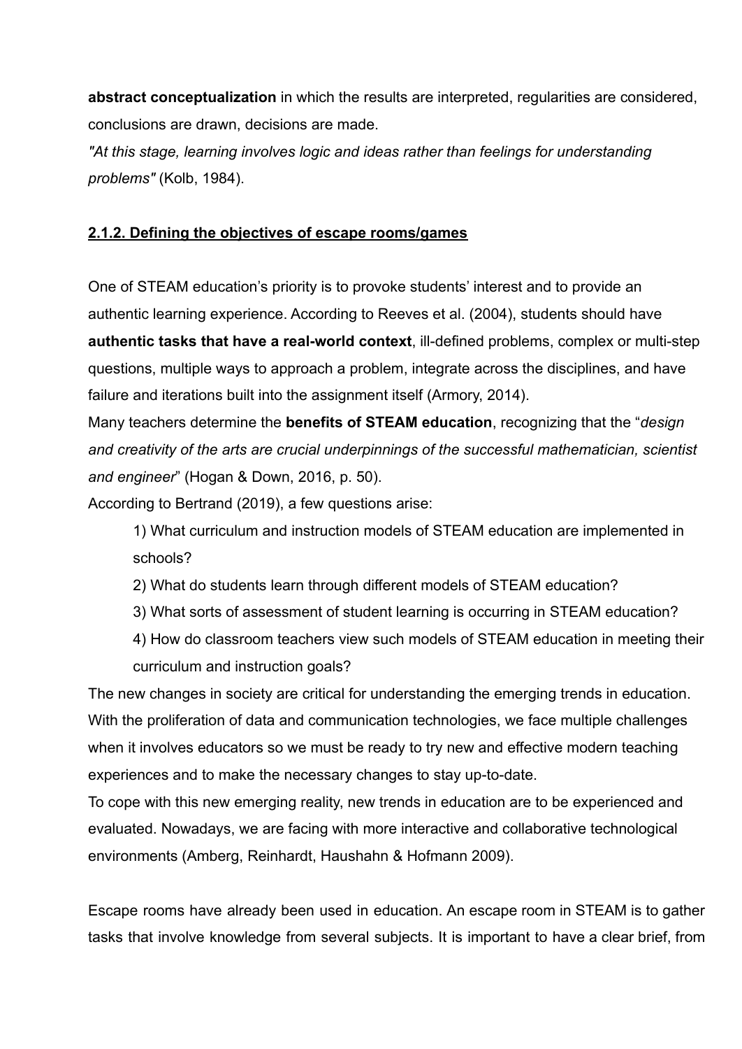**abstract conceptualization** in which the results are interpreted, regularities are considered, conclusions are drawn, decisions are made.

*"At this stage, learning involves logic and ideas rather than feelings for understanding problems"* (Kolb, 1984).

### 2.1.2. Defining the objectives of escape rooms/games

One of STEAM education's priority is to provoke students' interest and to provide an authentic learning experience. According to Reeves et al. (2004), students should have **authentic tasks that have a real-world context**, ill-defined problems, complex or multi-step questions, multiple ways to approach a problem, integrate across the disciplines, and have failure and iterations built into the assignment itself (Armory, 2014).

Many teachers determine the **benefits of STEAM education**, recognizing that the "*design and creativity of the arts are crucial underpinnings of the successful mathematician, scientist and engineer*" (Hogan & Down, 2016, p. 50).

According to Bertrand (2019), a few questions arise:

1) What curriculum and instruction models of STEAM education are implemented in schools?
2) What do students learn through different models of STEAM education?
3) What sorts of assessment of student learning is occurring in STEAM education?
4) How do classroom teachers view such models of STEAM education in meeting their curriculum and instruction goals?

The new changes in society are critical for understanding the emerging trends in education. With the proliferation of data and communication technologies, we face multiple challenges when it involves educators so we must be ready to try new and effective modern teaching experiences and to make the necessary changes to stay up-to-date.

To cope with this new emerging reality, new trends in education are to be experienced and evaluated. Nowadays, we are facing with more interactive and collaborative technological environments (Amberg, Reinhardt, Haushahn & Hofmann 2009).

Escape rooms have already been used in education. An escape room in STEAM is to gather tasks that involve knowledge from several subjects. It is important to have a clear brief, from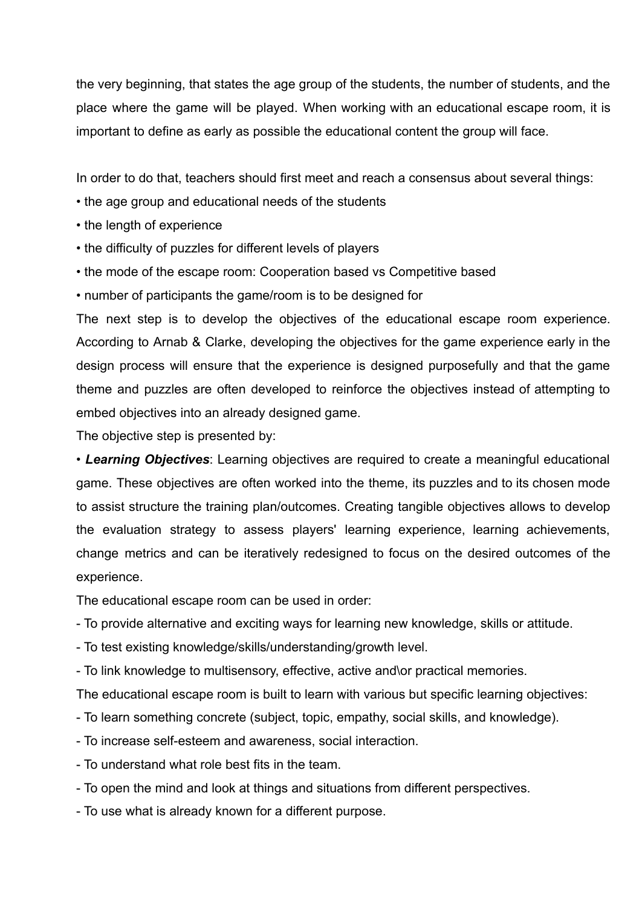the very beginning, that states the age group of the students, the number of students, and the place where the game will be played. When working with an educational escape room, it is important to define as early as possible the educational content the group will face.

In order to do that, teachers should first meet and reach a consensus about several things:

• the age group and educational needs of the students
• the length of experience
• the difficulty of puzzles for different levels of players
• the mode of the escape room: Cooperation based vs Competitive based
• number of participants the game/room is to be designed for

The next step is to develop the objectives of the educational escape room experience. According to Arnab & Clarke, developing the objectives for the game experience early in the design process will ensure that the experience is designed purposefully and that the game theme and puzzles are often developed to reinforce the objectives instead of attempting to embed objectives into an already designed game.

The objective step is presented by:

• ***Learning Objectives***: Learning objectives are required to create a meaningful educational game. These objectives are often worked into the theme, its puzzles and to its chosen mode to assist structure the training plan/outcomes. Creating tangible objectives allows to develop the evaluation strategy to assess players' learning experience, learning achievements, change metrics and can be iteratively redesigned to focus on the desired outcomes of the experience.

The educational escape room can be used in order:

- To provide alternative and exciting ways for learning new knowledge, skills or attitude.
- To test existing knowledge/skills/understanding/growth level.
- To link knowledge to multisensory, effective, active and\or practical memories.

The educational escape room is built to learn with various but specific learning objectives:

- To learn something concrete (subject, topic, empathy, social skills, and knowledge).
- To increase self-esteem and awareness, social interaction.
- To understand what role best fits in the team.
- To open the mind and look at things and situations from different perspectives.
- To use what is already known for a different purpose.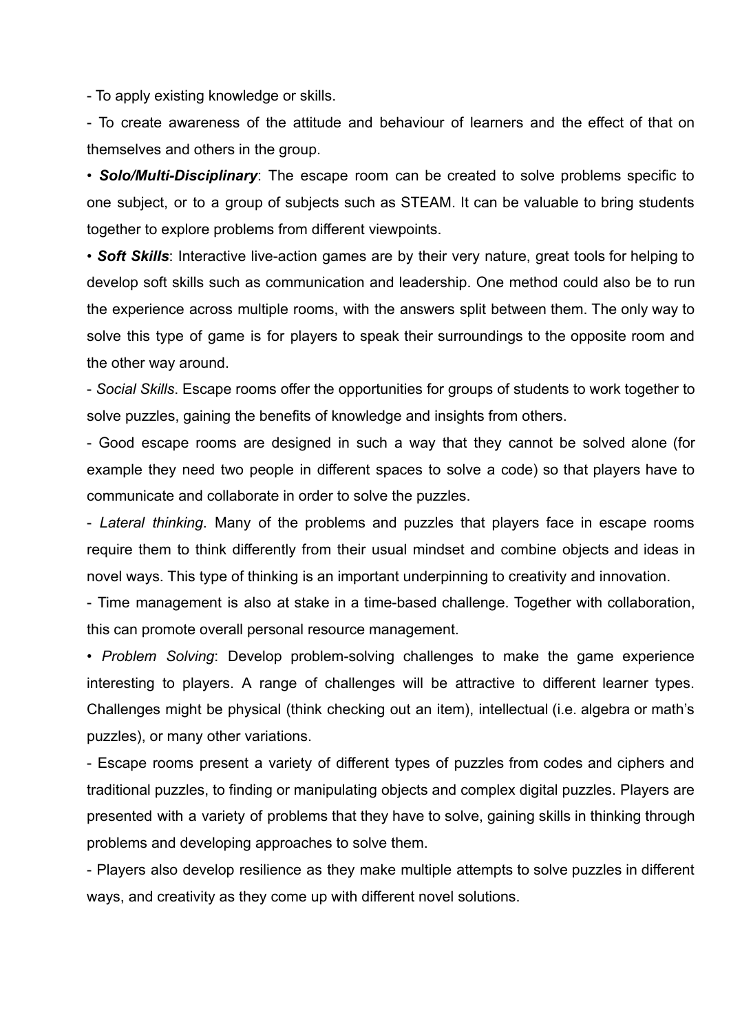- To apply existing knowledge or skills.

- To create awareness of the attitude and behaviour of learners and the effect of that on themselves and others in the group.

• ***Solo/Multi-Disciplinary***: The escape room can be created to solve problems specific to one subject, or to a group of subjects such as STEAM. It can be valuable to bring students together to explore problems from different viewpoints.

• ***Soft Skills***: Interactive live-action games are by their very nature, great tools for helping to develop soft skills such as communication and leadership. One method could also be to run the experience across multiple rooms, with the answers split between them. The only way to solve this type of game is for players to speak their surroundings to the opposite room and the other way around.

- *Social Skills*. Escape rooms offer the opportunities for groups of students to work together to solve puzzles, gaining the benefits of knowledge and insights from others.

- Good escape rooms are designed in such a way that they cannot be solved alone (for example they need two people in different spaces to solve a code) so that players have to communicate and collaborate in order to solve the puzzles.

- *Lateral thinking*. Many of the problems and puzzles that players face in escape rooms require them to think differently from their usual mindset and combine objects and ideas in novel ways. This type of thinking is an important underpinning to creativity and innovation.

- Time management is also at stake in a time-based challenge. Together with collaboration, this can promote overall personal resource management.

• *Problem Solving*: Develop problem-solving challenges to make the game experience interesting to players. A range of challenges will be attractive to different learner types. Challenges might be physical (think checking out an item), intellectual (i.e. algebra or math's puzzles), or many other variations.

- Escape rooms present a variety of different types of puzzles from codes and ciphers and traditional puzzles, to finding or manipulating objects and complex digital puzzles. Players are presented with a variety of problems that they have to solve, gaining skills in thinking through problems and developing approaches to solve them.

- Players also develop resilience as they make multiple attempts to solve puzzles in different ways, and creativity as they come up with different novel solutions.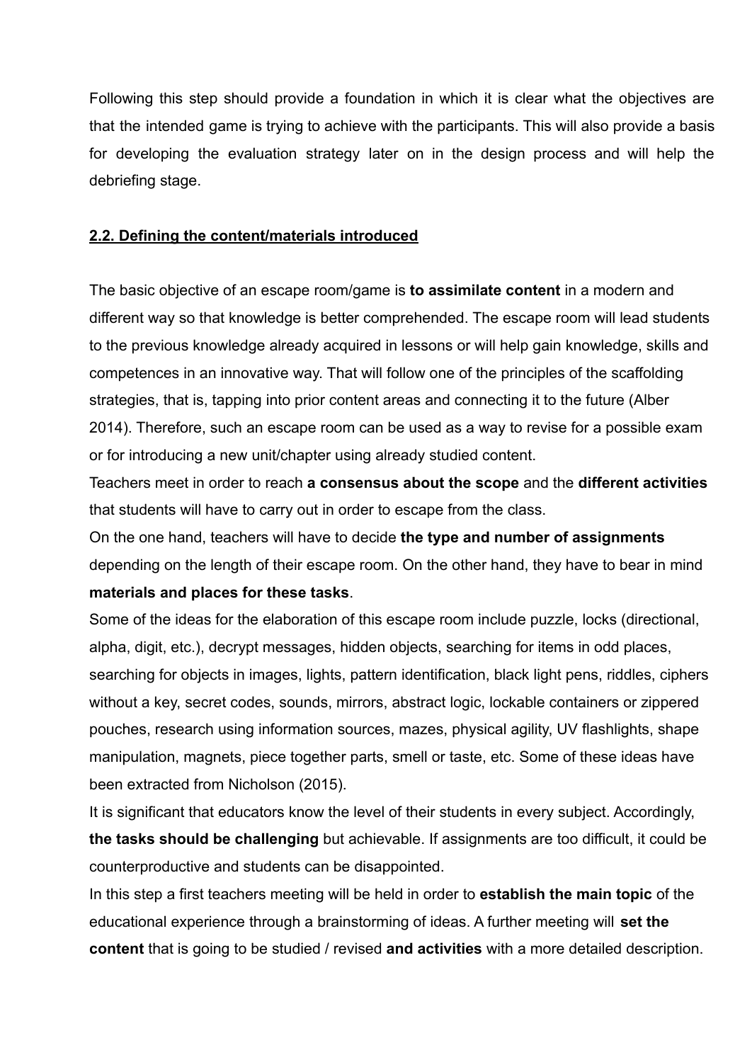Following this step should provide a foundation in which it is clear what the objectives are that the intended game is trying to achieve with the participants. This will also provide a basis for developing the evaluation strategy later on in the design process and will help the debriefing stage.

## 2.2. Defining the content/materials introduced

The basic objective of an escape room/game is **to assimilate content** in a modern and different way so that knowledge is better comprehended. The escape room will lead students to the previous knowledge already acquired in lessons or will help gain knowledge, skills and competences in an innovative way. That will follow one of the principles of the scaffolding strategies, that is, tapping into prior content areas and connecting it to the future (Alber 2014). Therefore, such an escape room can be used as a way to revise for a possible exam or for introducing a new unit/chapter using already studied content.

Teachers meet in order to reach **a consensus about the scope** and the **different activities** that students will have to carry out in order to escape from the class.

On the one hand, teachers will have to decide **the type and number of assignments** depending on the length of their escape room. On the other hand, they have to bear in mind **materials and places for these tasks**.

Some of the ideas for the elaboration of this escape room include puzzle, locks (directional, alpha, digit, etc.), decrypt messages, hidden objects, searching for items in odd places, searching for objects in images, lights, pattern identification, black light pens, riddles, ciphers without a key, secret codes, sounds, mirrors, abstract logic, lockable containers or zippered pouches, research using information sources, mazes, physical agility, UV flashlights, shape manipulation, magnets, piece together parts, smell or taste, etc. Some of these ideas have been extracted from Nicholson (2015).

It is significant that educators know the level of their students in every subject. Accordingly, **the tasks should be challenging** but achievable. If assignments are too difficult, it could be counterproductive and students can be disappointed.

In this step a first teachers meeting will be held in order to **establish the main topic** of the educational experience through a brainstorming of ideas. A further meeting will **set the content** that is going to be studied / revised **and activities** with a more detailed description.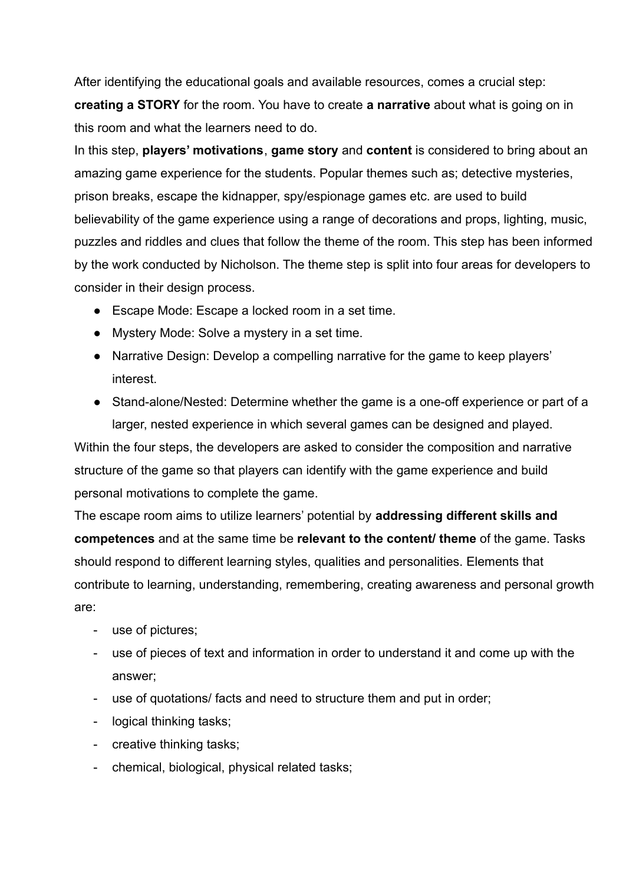After identifying the educational goals and available resources, comes a crucial step: **creating a STORY** for the room. You have to create **a narrative** about what is going on in this room and what the learners need to do.

In this step, **players' motivations**, **game story** and **content** is considered to bring about an amazing game experience for the students. Popular themes such as; detective mysteries, prison breaks, escape the kidnapper, spy/espionage games etc. are used to build believability of the game experience using a range of decorations and props, lighting, music, puzzles and riddles and clues that follow the theme of the room. This step has been informed by the work conducted by Nicholson. The theme step is split into four areas for developers to consider in their design process.

- Escape Mode: Escape a locked room in a set time.
- Mystery Mode: Solve a mystery in a set time.
- Narrative Design: Develop a compelling narrative for the game to keep players' interest.
- Stand-alone/Nested: Determine whether the game is a one-off experience or part of a larger, nested experience in which several games can be designed and played.

Within the four steps, the developers are asked to consider the composition and narrative structure of the game so that players can identify with the game experience and build personal motivations to complete the game.

The escape room aims to utilize learners' potential by **addressing different skills and competences** and at the same time be **relevant to the content/ theme** of the game. Tasks should respond to different learning styles, qualities and personalities. Elements that contribute to learning, understanding, remembering, creating awareness and personal growth are:

- use of pictures;
- use of pieces of text and information in order to understand it and come up with the answer;
- use of quotations/ facts and need to structure them and put in order;
- logical thinking tasks;
- creative thinking tasks;
- chemical, biological, physical related tasks;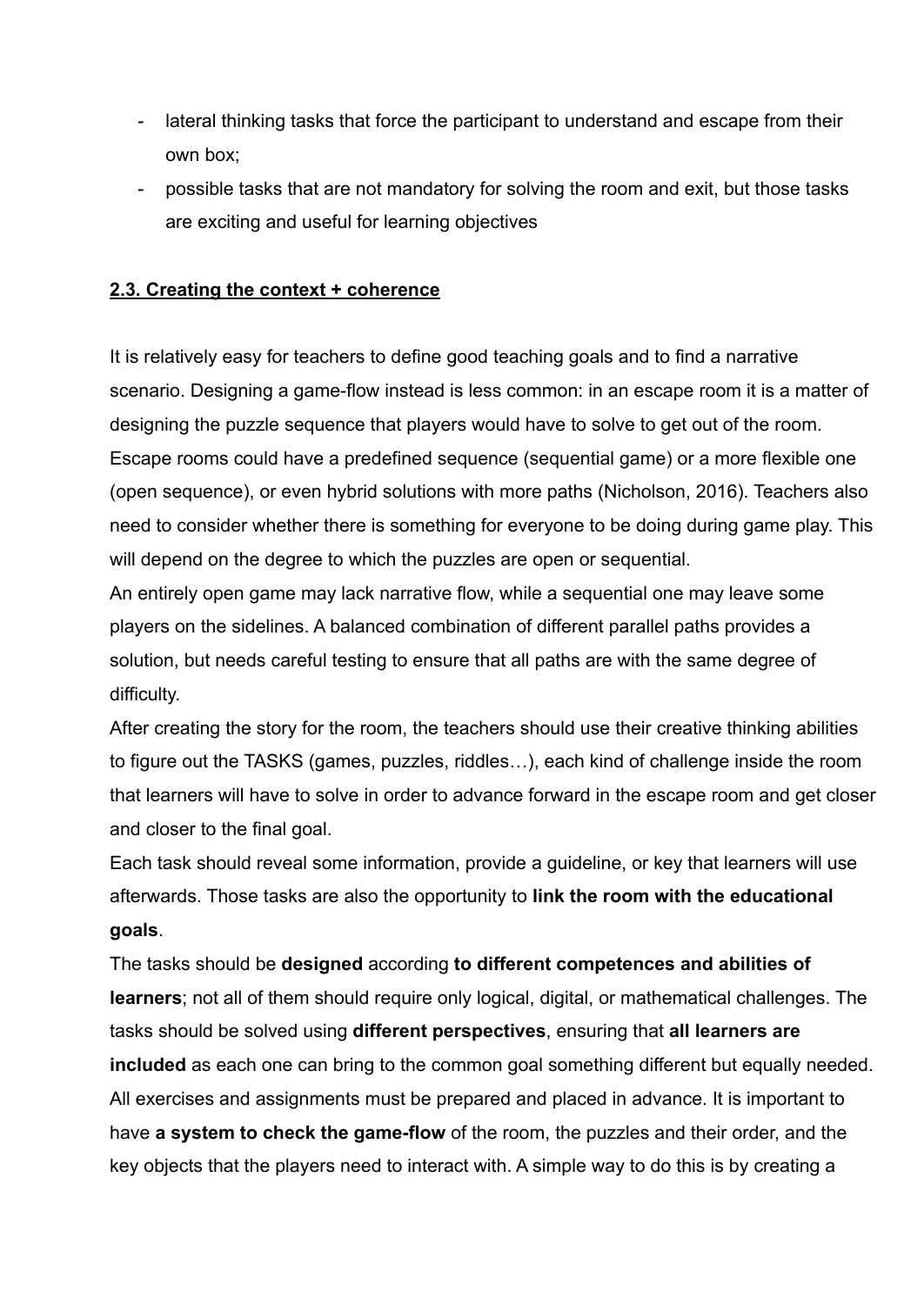- lateral thinking tasks that force the participant to understand and escape from their own box;
- possible tasks that are not mandatory for solving the room and exit, but those tasks are exciting and useful for learning objectives

### 2.3. Creating the context + coherence

It is relatively easy for teachers to define good teaching goals and to find a narrative scenario. Designing a game-flow instead is less common: in an escape room it is a matter of designing the puzzle sequence that players would have to solve to get out of the room. Escape rooms could have a predefined sequence (sequential game) or a more flexible one (open sequence), or even hybrid solutions with more paths (Nicholson, 2016). Teachers also need to consider whether there is something for everyone to be doing during game play. This will depend on the degree to which the puzzles are open or sequential.

An entirely open game may lack narrative flow, while a sequential one may leave some players on the sidelines. A balanced combination of different parallel paths provides a solution, but needs careful testing to ensure that all paths are with the same degree of difficulty.

After creating the story for the room, the teachers should use their creative thinking abilities to figure out the TASKS (games, puzzles, riddles…), each kind of challenge inside the room that learners will have to solve in order to advance forward in the escape room and get closer and closer to the final goal.

Each task should reveal some information, provide a guideline, or key that learners will use afterwards. Those tasks are also the opportunity to **link the room with the educational goals**.

The tasks should be **designed** according **to different competences and abilities of learners**; not all of them should require only logical, digital, or mathematical challenges. The tasks should be solved using **different perspectives**, ensuring that **all learners are included** as each one can bring to the common goal something different but equally needed. All exercises and assignments must be prepared and placed in advance. It is important to have **a system to check the game-flow** of the room, the puzzles and their order, and the key objects that the players need to interact with. A simple way to do this is by creating a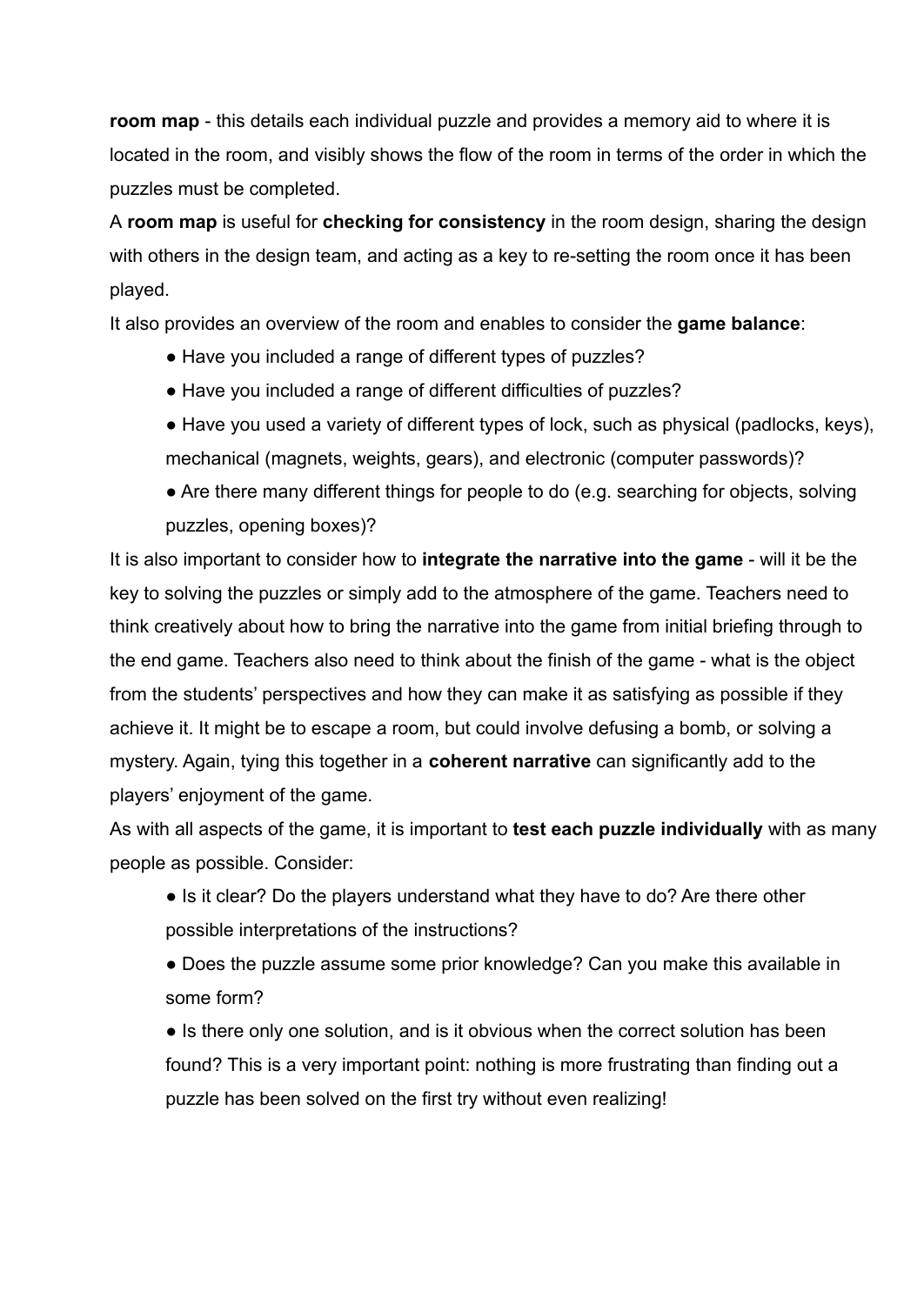**room map** - this details each individual puzzle and provides a memory aid to where it is located in the room, and visibly shows the flow of the room in terms of the order in which the puzzles must be completed.

A **room map** is useful for **checking for consistency** in the room design, sharing the design with others in the design team, and acting as a key to re-setting the room once it has been played.

It also provides an overview of the room and enables to consider the **game balance**:

- Have you included a range of different types of puzzles?
- Have you included a range of different difficulties of puzzles?
- Have you used a variety of different types of lock, such as physical (padlocks, keys), mechanical (magnets, weights, gears), and electronic (computer passwords)?
- Are there many different things for people to do (e.g. searching for objects, solving puzzles, opening boxes)?

It is also important to consider how to **integrate the narrative into the game** - will it be the key to solving the puzzles or simply add to the atmosphere of the game. Teachers need to think creatively about how to bring the narrative into the game from initial briefing through to the end game. Teachers also need to think about the finish of the game - what is the object from the students' perspectives and how they can make it as satisfying as possible if they achieve it. It might be to escape a room, but could involve defusing a bomb, or solving a mystery. Again, tying this together in a **coherent narrative** can significantly add to the players' enjoyment of the game.

As with all aspects of the game, it is important to **test each puzzle individually** with as many people as possible. Consider:

- Is it clear? Do the players understand what they have to do? Are there other possible interpretations of the instructions?
- Does the puzzle assume some prior knowledge? Can you make this available in some form?
- Is there only one solution, and is it obvious when the correct solution has been found? This is a very important point: nothing is more frustrating than finding out a puzzle has been solved on the first try without even realizing!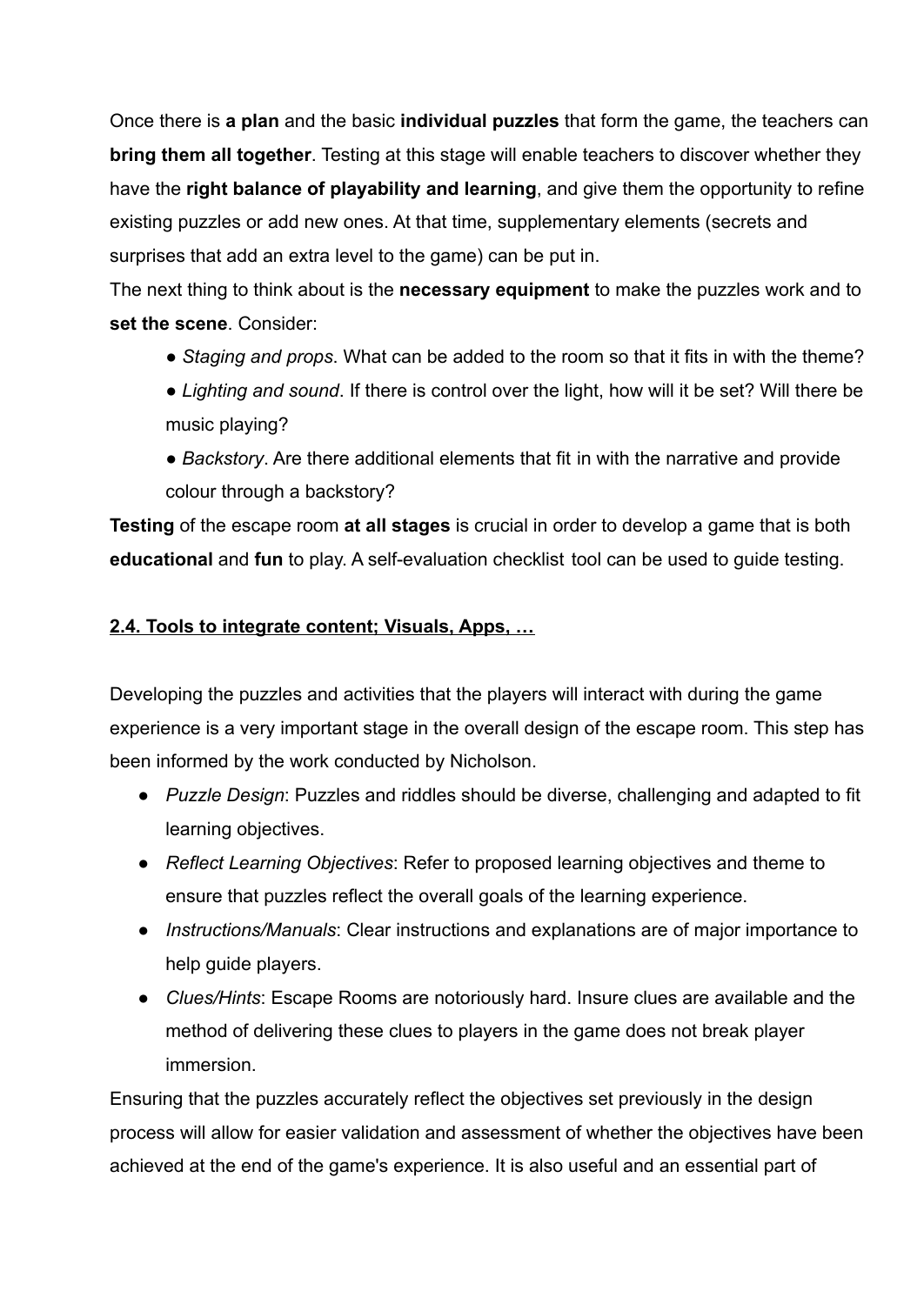Once there is **a plan** and the basic **individual puzzles** that form the game, the teachers can **bring them all together**. Testing at this stage will enable teachers to discover whether they have the **right balance of playability and learning**, and give them the opportunity to refine existing puzzles or add new ones. At that time, supplementary elements (secrets and surprises that add an extra level to the game) can be put in.

The next thing to think about is the **necessary equipment** to make the puzzles work and to **set the scene**. Consider:

- *Staging and props*. What can be added to the room so that it fits in with the theme?
- *Lighting and sound*. If there is control over the light, how will it be set? Will there be music playing?
- *Backstory*. Are there additional elements that fit in with the narrative and provide colour through a backstory?

**Testing** of the escape room **at all stages** is crucial in order to develop a game that is both **educational** and **fun** to play. A self-evaluation checklist tool can be used to guide testing.

## 2.4. Tools to integrate content; Visuals, Apps, …

Developing the puzzles and activities that the players will interact with during the game experience is a very important stage in the overall design of the escape room. This step has been informed by the work conducted by Nicholson.

- *Puzzle Design*: Puzzles and riddles should be diverse, challenging and adapted to fit learning objectives.
- *Reflect Learning Objectives*: Refer to proposed learning objectives and theme to ensure that puzzles reflect the overall goals of the learning experience.
- *Instructions/Manuals*: Clear instructions and explanations are of major importance to help guide players.
- *Clues/Hints*: Escape Rooms are notoriously hard. Insure clues are available and the method of delivering these clues to players in the game does not break player immersion.

Ensuring that the puzzles accurately reflect the objectives set previously in the design process will allow for easier validation and assessment of whether the objectives have been achieved at the end of the game's experience. It is also useful and an essential part of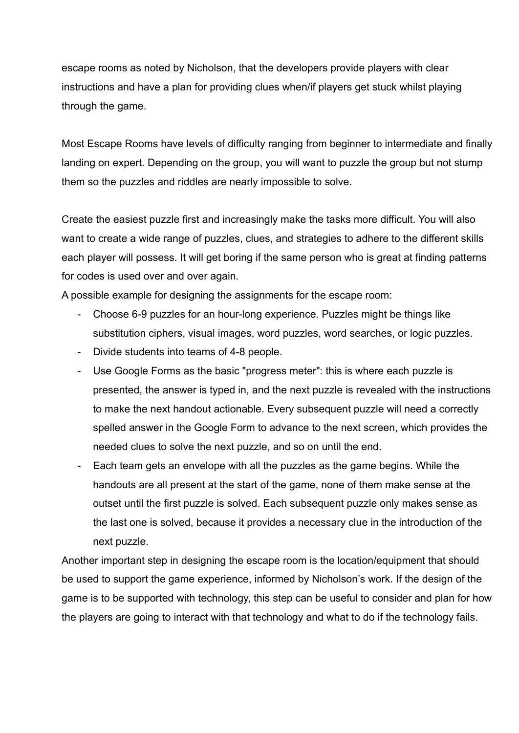escape rooms as noted by Nicholson, that the developers provide players with clear instructions and have a plan for providing clues when/if players get stuck whilst playing through the game.

Most Escape Rooms have levels of difficulty ranging from beginner to intermediate and finally landing on expert. Depending on the group, you will want to puzzle the group but not stump them so the puzzles and riddles are nearly impossible to solve.

Create the easiest puzzle first and increasingly make the tasks more difficult. You will also want to create a wide range of puzzles, clues, and strategies to adhere to the different skills each player will possess. It will get boring if the same person who is great at finding patterns for codes is used over and over again.

A possible example for designing the assignments for the escape room:

- Choose 6-9 puzzles for an hour-long experience. Puzzles might be things like substitution ciphers, visual images, word puzzles, word searches, or logic puzzles.
- Divide students into teams of 4-8 people.
- Use Google Forms as the basic "progress meter": this is where each puzzle is presented, the answer is typed in, and the next puzzle is revealed with the instructions to make the next handout actionable. Every subsequent puzzle will need a correctly spelled answer in the Google Form to advance to the next screen, which provides the needed clues to solve the next puzzle, and so on until the end.
- Each team gets an envelope with all the puzzles as the game begins. While the handouts are all present at the start of the game, none of them make sense at the outset until the first puzzle is solved. Each subsequent puzzle only makes sense as the last one is solved, because it provides a necessary clue in the introduction of the next puzzle.

Another important step in designing the escape room is the location/equipment that should be used to support the game experience, informed by Nicholson's work. If the design of the game is to be supported with technology, this step can be useful to consider and plan for how the players are going to interact with that technology and what to do if the technology fails.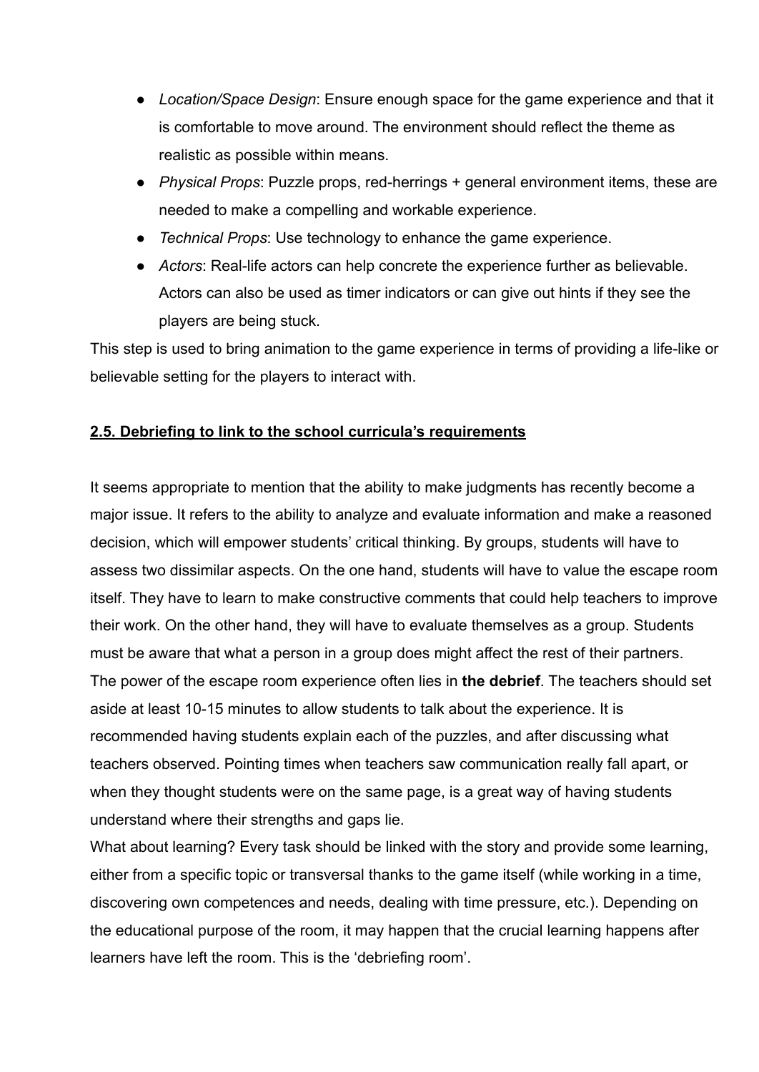- *Location/Space Design*: Ensure enough space for the game experience and that it is comfortable to move around. The environment should reflect the theme as realistic as possible within means.
- *Physical Props*: Puzzle props, red-herrings + general environment items, these are needed to make a compelling and workable experience.
- *Technical Props*: Use technology to enhance the game experience.
- *Actors*: Real-life actors can help concrete the experience further as believable. Actors can also be used as timer indicators or can give out hints if they see the players are being stuck.

This step is used to bring animation to the game experience in terms of providing a life-like or believable setting for the players to interact with.

## 2.5. Debriefing to link to the school curricula's requirements

It seems appropriate to mention that the ability to make judgments has recently become a major issue. It refers to the ability to analyze and evaluate information and make a reasoned decision, which will empower students' critical thinking. By groups, students will have to assess two dissimilar aspects. On the one hand, students will have to value the escape room itself. They have to learn to make constructive comments that could help teachers to improve their work. On the other hand, they will have to evaluate themselves as a group. Students must be aware that what a person in a group does might affect the rest of their partners.
The power of the escape room experience often lies in **the debrief**. The teachers should set aside at least 10-15 minutes to allow students to talk about the experience. It is recommended having students explain each of the puzzles, and after discussing what teachers observed. Pointing times when teachers saw communication really fall apart, or when they thought students were on the same page, is a great way of having students understand where their strengths and gaps lie.
What about learning? Every task should be linked with the story and provide some learning, either from a specific topic or transversal thanks to the game itself (while working in a time, discovering own competences and needs, dealing with time pressure, etc.). Depending on the educational purpose of the room, it may happen that the crucial learning happens after learners have left the room. This is the 'debriefing room'.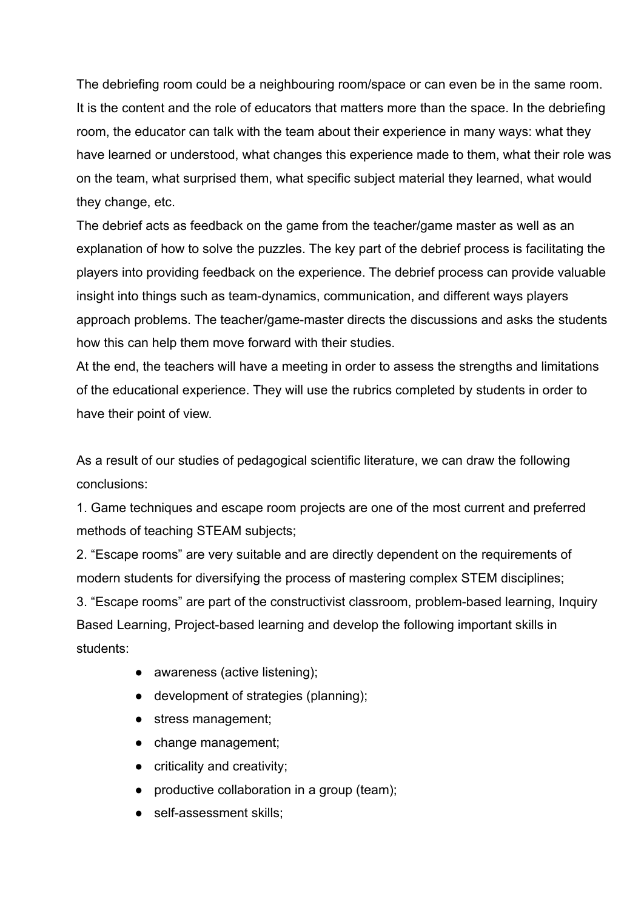The debriefing room could be a neighbouring room/space or can even be in the same room. It is the content and the role of educators that matters more than the space. In the debriefing room, the educator can talk with the team about their experience in many ways: what they have learned or understood, what changes this experience made to them, what their role was on the team, what surprised them, what specific subject material they learned, what would they change, etc.

The debrief acts as feedback on the game from the teacher/game master as well as an explanation of how to solve the puzzles. The key part of the debrief process is facilitating the players into providing feedback on the experience. The debrief process can provide valuable insight into things such as team-dynamics, communication, and different ways players approach problems. The teacher/game-master directs the discussions and asks the students how this can help them move forward with their studies.

At the end, the teachers will have a meeting in order to assess the strengths and limitations of the educational experience. They will use the rubrics completed by students in order to have their point of view.

As a result of our studies of pedagogical scientific literature, we can draw the following conclusions:

1. Game techniques and escape room projects are one of the most current and preferred methods of teaching STEAM subjects;
2. “Escape rooms” are very suitable and are directly dependent on the requirements of modern students for diversifying the process of mastering complex STEM disciplines;
3. “Escape rooms” are part of the constructivist classroom, problem-based learning, Inquiry Based Learning, Project-based learning and develop the following important skills in students:
    - awareness (active listening);
    - development of strategies (planning);
    - stress management;
    - change management;
    - criticality and creativity;
    - productive collaboration in a group (team);
    - self-assessment skills;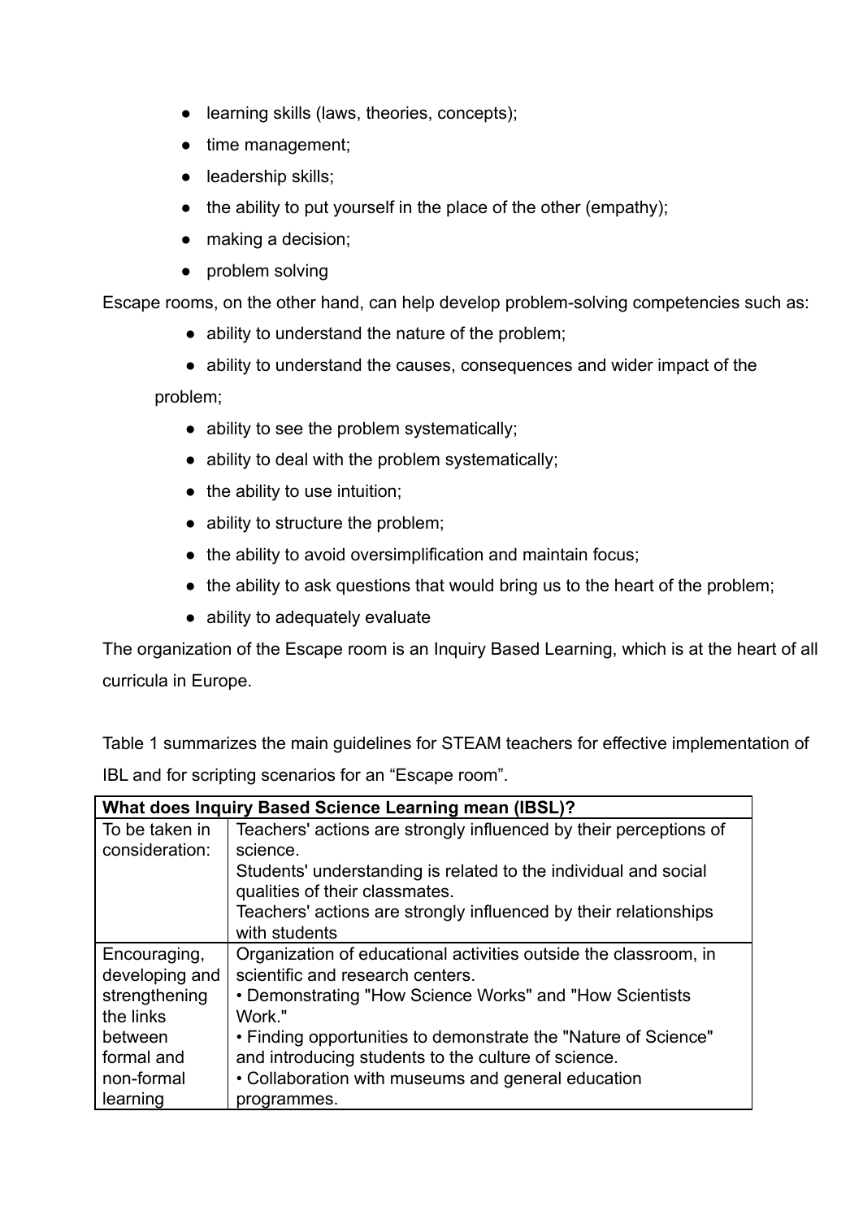- learning skills (laws, theories, concepts);
- time management;
- leadership skills;
- the ability to put yourself in the place of the other (empathy);
- making a decision;
- problem solving

Escape rooms, on the other hand, can help develop problem-solving competencies such as:

- ability to understand the nature of the problem;
- ability to understand the causes, consequences and wider impact of the problem;
- ability to see the problem systematically;
- ability to deal with the problem systematically;
- the ability to use intuition;
- ability to structure the problem;
- the ability to avoid oversimplification and maintain focus;
- the ability to ask questions that would bring us to the heart of the problem;
- ability to adequately evaluate

The organization of the Escape room is an Inquiry Based Learning, which is at the heart of all curricula in Europe.

Table 1 summarizes the main guidelines for STEAM teachers for effective implementation of IBL and for scripting scenarios for an "Escape room".

| **What does Inquiry Based Science Learning mean (IBSL)?** | |
|---|---|
| To be taken in consideration: | Teachers' actions are strongly influenced by their perceptions of science.<br>Students' understanding is related to the individual and social qualities of their classmates.<br>Teachers' actions are strongly influenced by their relationships with students |
| Encouraging, developing and strengthening the links between formal and non-formal learning | Organization of educational activities outside the classroom, in scientific and research centers.<br>• Demonstrating "How Science Works" and "How Scientists Work."<br>• Finding opportunities to demonstrate the "Nature of Science" and introducing students to the culture of science.<br>• Collaboration with museums and general education programmes. |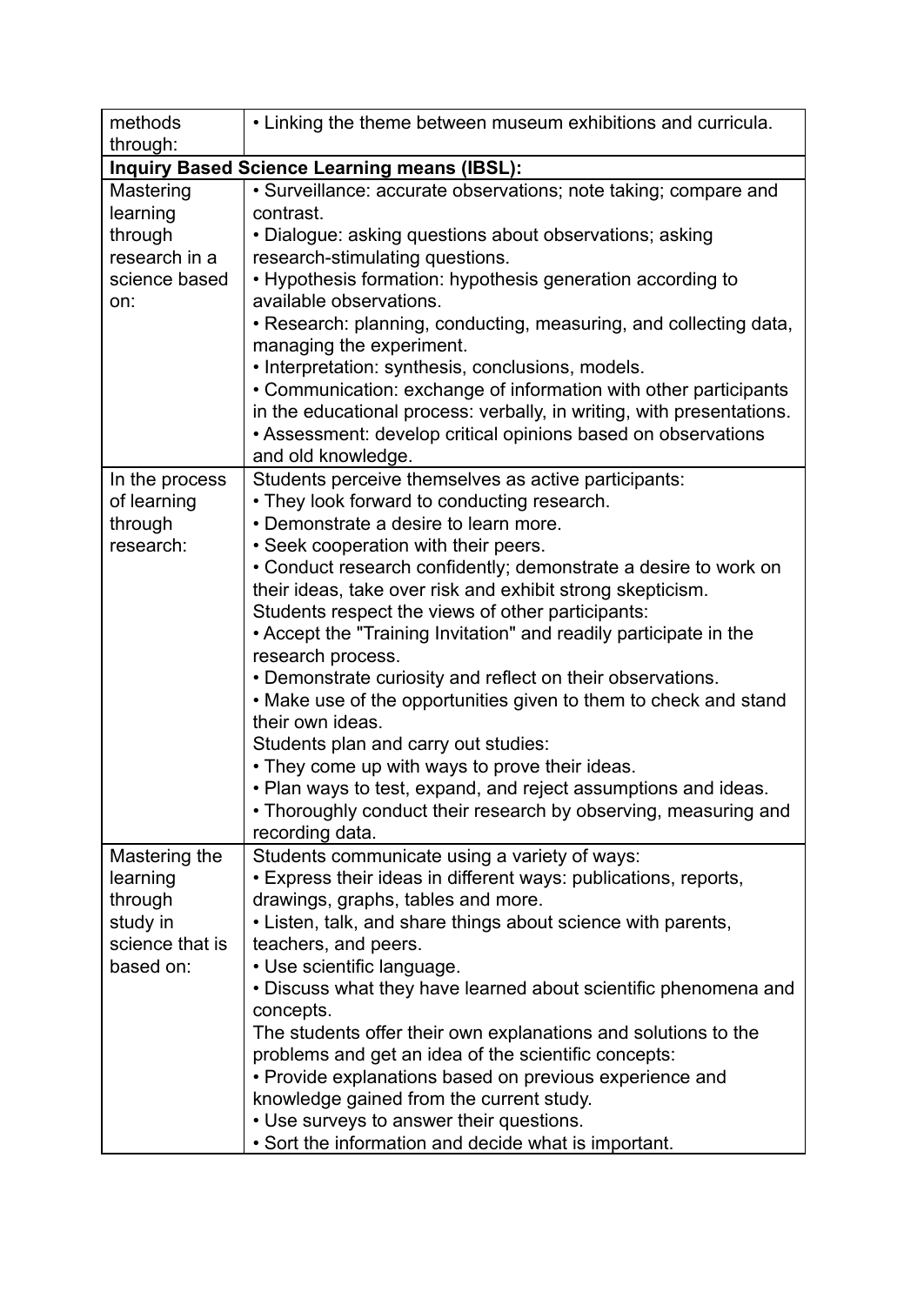| methods through: | • Linking the theme between museum exhibitions and curricula. |
|---|---|
| **Inquiry Based Science Learning means (IBSL):** | |
| Mastering learning through research in a science based on: | • Surveillance: accurate observations; note taking; compare and contrast.<br>• Dialogue: asking questions about observations; asking research-stimulating questions.<br>• Hypothesis formation: hypothesis generation according to available observations.<br>• Research: planning, conducting, measuring, and collecting data, managing the experiment.<br>• Interpretation: synthesis, conclusions, models.<br>• Communication: exchange of information with other participants in the educational process: verbally, in writing, with presentations.<br>• Assessment: develop critical opinions based on observations and old knowledge. |
| In the process of learning through research: | Students perceive themselves as active participants:<br>• They look forward to conducting research.<br>• Demonstrate a desire to learn more.<br>• Seek cooperation with their peers.<br>• Conduct research confidently; demonstrate a desire to work on their ideas, take over risk and exhibit strong skepticism.<br>Students respect the views of other participants:<br>• Accept the "Training Invitation" and readily participate in the research process.<br>• Demonstrate curiosity and reflect on their observations.<br>• Make use of the opportunities given to them to check and stand their own ideas.<br>Students plan and carry out studies:<br>• They come up with ways to prove their ideas.<br>• Plan ways to test, expand, and reject assumptions and ideas.<br>• Thoroughly conduct their research by observing, measuring and recording data. |
| Mastering the learning through study in science that is based on: | Students communicate using a variety of ways:<br>• Express their ideas in different ways: publications, reports, drawings, graphs, tables and more.<br>• Listen, talk, and share things about science with parents, teachers, and peers.<br>• Use scientific language.<br>• Discuss what they have learned about scientific phenomena and concepts.<br>The students offer their own explanations and solutions to the problems and get an idea of the scientific concepts:<br>• Provide explanations based on previous experience and knowledge gained from the current study.<br>• Use surveys to answer their questions.<br>• Sort the information and decide what is important. |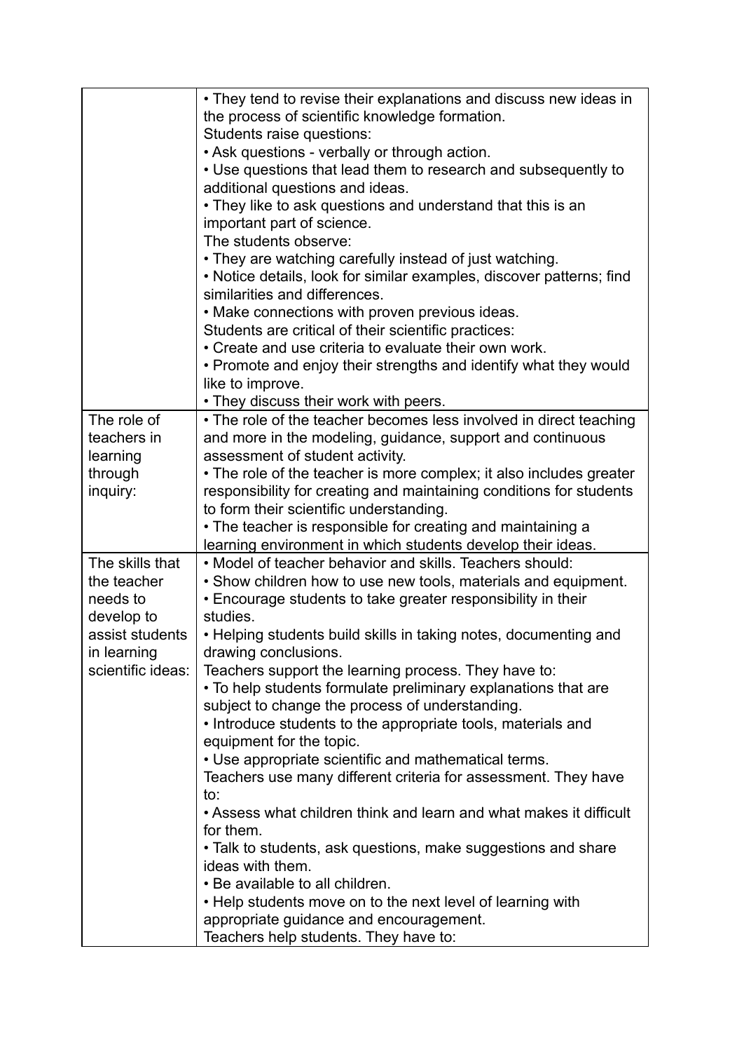| | |
|---|---|
| | • They tend to revise their explanations and discuss new ideas in the process of scientific knowledge formation.<br>Students raise questions:<br>• Ask questions - verbally or through action.<br>• Use questions that lead them to research and subsequently to additional questions and ideas.<br>• They like to ask questions and understand that this is an important part of science.<br>The students observe:<br>• They are watching carefully instead of just watching.<br>• Notice details, look for similar examples, discover patterns; find similarities and differences.<br>• Make connections with proven previous ideas.<br>Students are critical of their scientific practices:<br>• Create and use criteria to evaluate their own work.<br>• Promote and enjoy their strengths and identify what they would like to improve.<br>• They discuss their work with peers. |
| The role of teachers in learning through inquiry: | • The role of the teacher becomes less involved in direct teaching and more in the modeling, guidance, support and continuous assessment of student activity.<br>• The role of the teacher is more complex; it also includes greater responsibility for creating and maintaining conditions for students to form their scientific understanding.<br>• The teacher is responsible for creating and maintaining a learning environment in which students develop their ideas. |
| The skills that the teacher needs to develop to assist students in learning scientific ideas: | • Model of teacher behavior and skills. Teachers should:<br>• Show children how to use new tools, materials and equipment.<br>• Encourage students to take greater responsibility in their studies.<br>• Helping students build skills in taking notes, documenting and drawing conclusions.<br>Teachers support the learning process. They have to:<br>• To help students formulate preliminary explanations that are subject to change the process of understanding.<br>• Introduce students to the appropriate tools, materials and equipment for the topic.<br>• Use appropriate scientific and mathematical terms.<br>Teachers use many different criteria for assessment. They have to:<br>• Assess what children think and learn and what makes it difficult for them.<br>• Talk to students, ask questions, make suggestions and share ideas with them.<br>• Be available to all children.<br>• Help students move on to the next level of learning with appropriate guidance and encouragement.<br>Teachers help students. They have to: |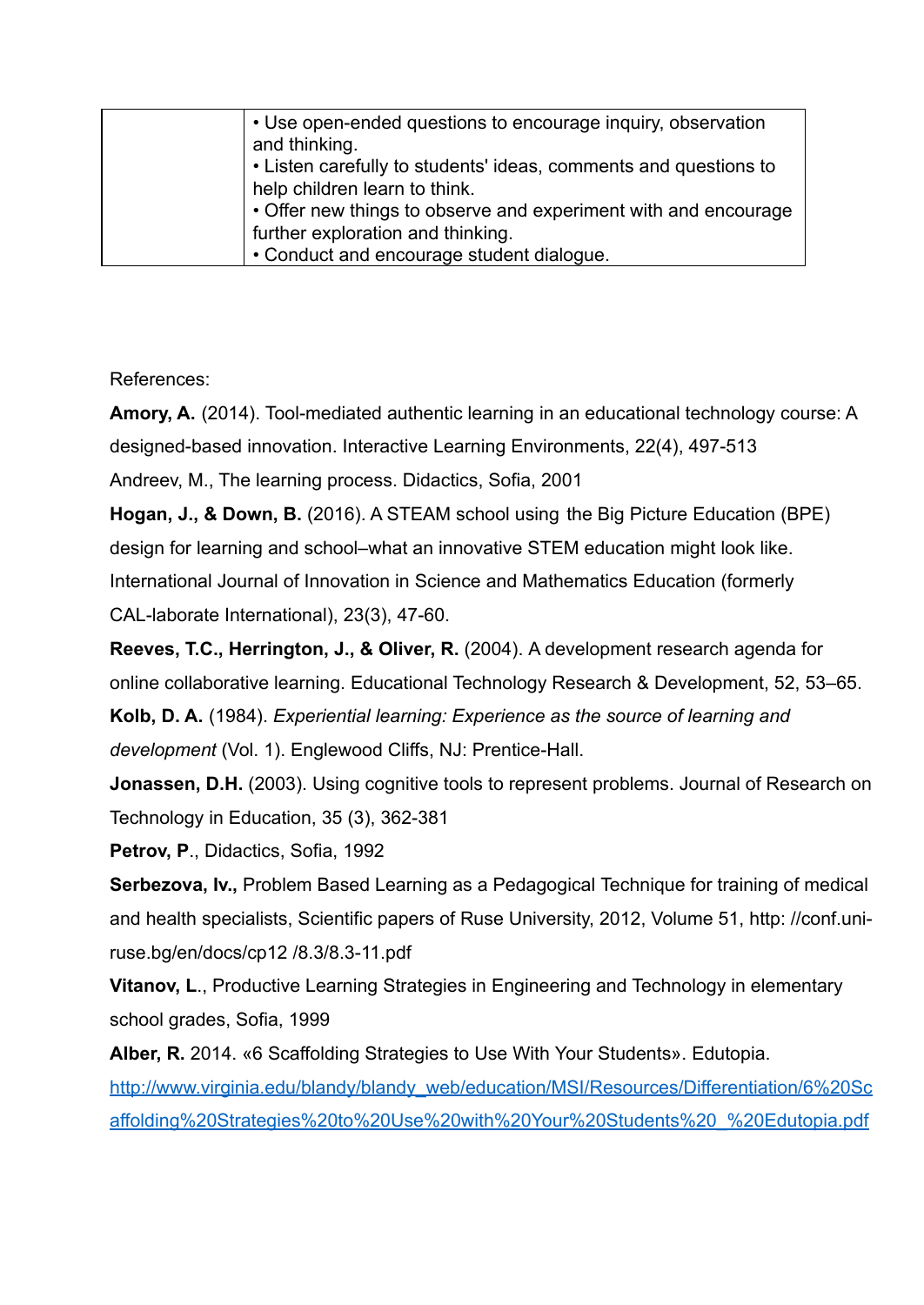| | |
|---|---|
| | • Use open-ended questions to encourage inquiry, observation and thinking.<br>• Listen carefully to students' ideas, comments and questions to help children learn to think.<br>• Offer new things to observe and experiment with and encourage further exploration and thinking.<br>• Conduct and encourage student dialogue. |

References:

**Amory, A.** (2014). Tool-mediated authentic learning in an educational technology course: A designed-based innovation. Interactive Learning Environments, 22(4), 497-513

Andreev, M., The learning process. Didactics, Sofia, 2001

**Hogan, J., & Down, B.** (2016). A STEAM school using the Big Picture Education (BPE) design for learning and school–what an innovative STEM education might look like. International Journal of Innovation in Science and Mathematics Education (formerly CAL-laborate International), 23(3), 47-60.

**Reeves, T.C., Herrington, J., & Oliver, R.** (2004). A development research agenda for online collaborative learning. Educational Technology Research & Development, 52, 53–65.

**Kolb, D. A.** (1984). *Experiential learning: Experience as the source of learning and development* (Vol. 1). Englewood Cliffs, NJ: Prentice-Hall.

**Jonassen, D.H.** (2003). Using cognitive tools to represent problems. Journal of Research on Technology in Education, 35 (3), 362-381

**Petrov, P**., Didactics, Sofia, 1992

**Serbezova, Iv.,** Problem Based Learning as a Pedagogical Technique for training of medical and health specialists, Scientific papers of Ruse University, 2012, Volume 51, http: //conf.uni-ruse.bg/en/docs/cp12 /8.3/8.3-11.pdf

**Vitanov, L**., Productive Learning Strategies in Engineering and Technology in elementary school grades, Sofia, 1999

**Alber, R.** 2014. «6 Scaffolding Strategies to Use With Your Students». Edutopia. http://www.virginia.edu/blandy/blandy_web/education/MSI/Resources/Differentiation/6%20Scaffolding%20Strategies%20to%20Use%20with%20Your%20Students%20_%20Edutopia.pdf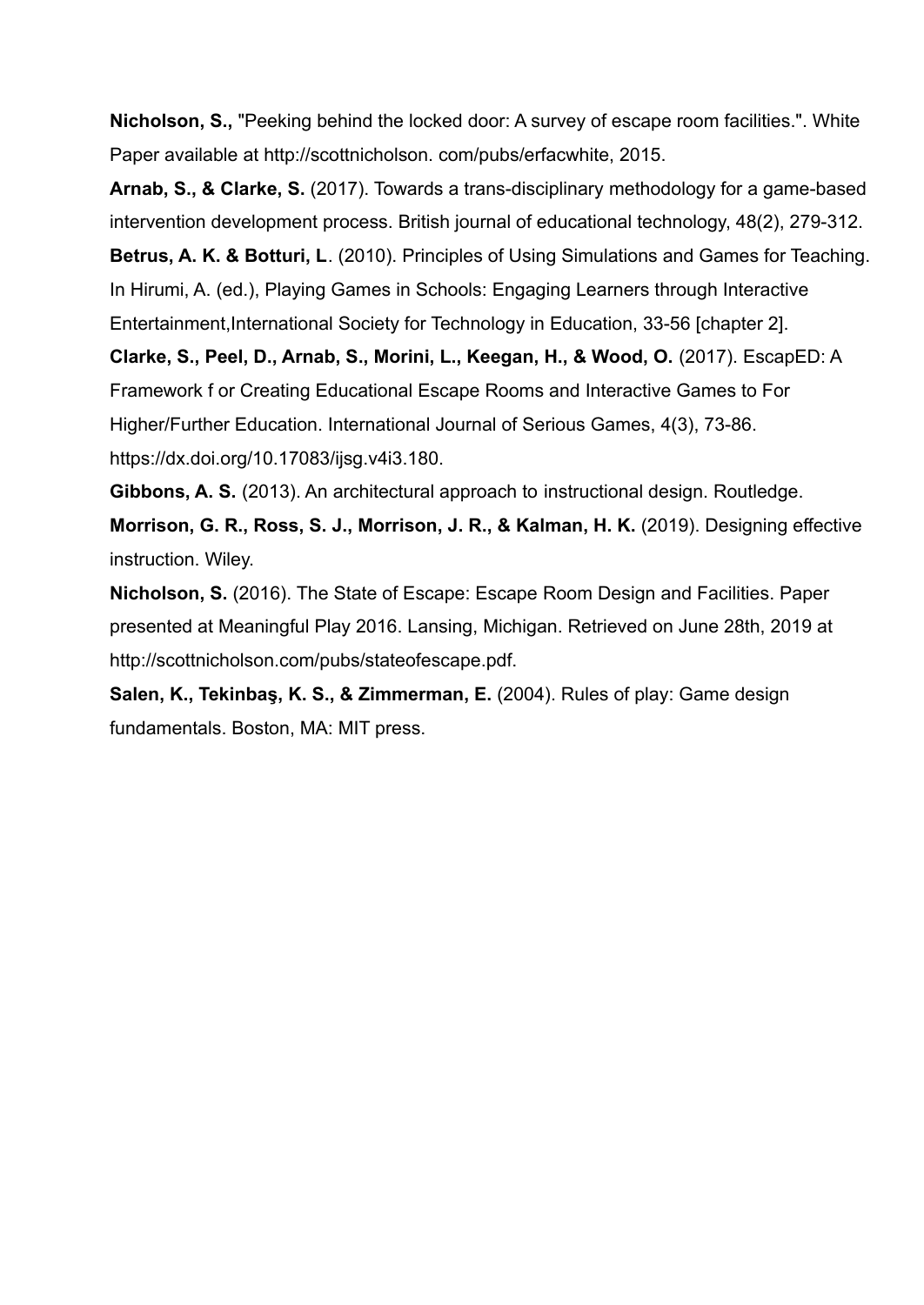**Nicholson, S.,** "Peeking behind the locked door: A survey of escape room facilities.". White Paper available at http://scottnicholson. com/pubs/erfacwhite, 2015.

**Arnab, S., & Clarke, S.** (2017). Towards a trans-disciplinary methodology for a game-based intervention development process. British journal of educational technology, 48(2), 279-312.

**Betrus, A. K. & Botturi, L**. (2010). Principles of Using Simulations and Games for Teaching. In Hirumi, A. (ed.), Playing Games in Schools: Engaging Learners through Interactive Entertainment,International Society for Technology in Education, 33-56 [chapter 2].

**Clarke, S., Peel, D., Arnab, S., Morini, L., Keegan, H., & Wood, O.** (2017). EscapED: A Framework f or Creating Educational Escape Rooms and Interactive Games to For Higher/Further Education. International Journal of Serious Games, 4(3), 73-86. https://dx.doi.org/10.17083/ijsg.v4i3.180.

**Gibbons, A. S.** (2013). An architectural approach to instructional design. Routledge.

**Morrison, G. R., Ross, S. J., Morrison, J. R., & Kalman, H. K.** (2019). Designing effective instruction. Wiley.

**Nicholson, S.** (2016). The State of Escape: Escape Room Design and Facilities. Paper presented at Meaningful Play 2016. Lansing, Michigan. Retrieved on June 28th, 2019 at http://scottnicholson.com/pubs/stateofescape.pdf.

**Salen, K., Tekinbaş, K. S., & Zimmerman, E.** (2004). Rules of play: Game design fundamentals. Boston, MA: MIT press.